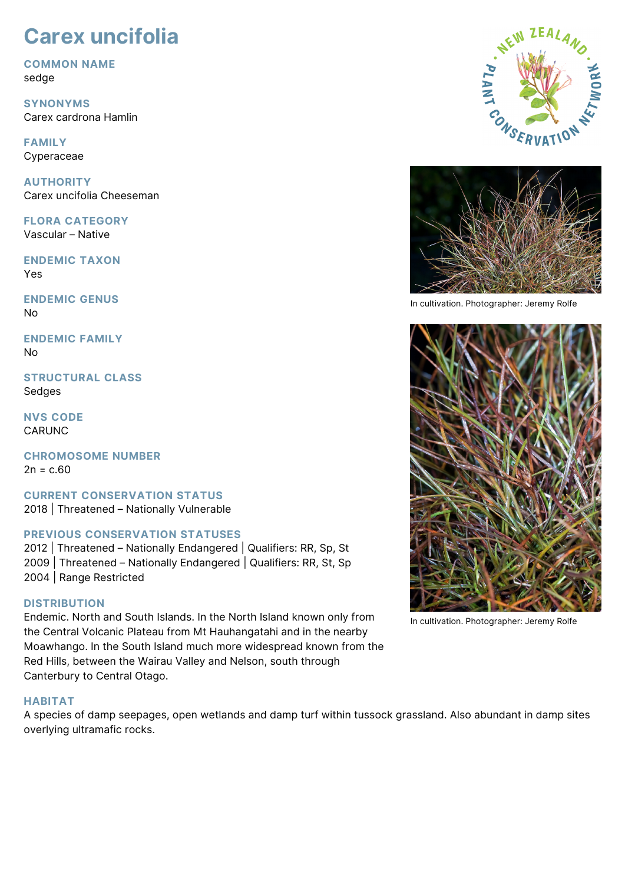# Carex uncifolia

## COMMON NAME
sedge

## SYNONYMS
Carex cardrona Hamlin

## FAMILY
Cyperaceae

## AUTHORITY
Carex uncifolia Cheeseman

## FLORA CATEGORY
Vascular – Native

## ENDEMIC TAXON
Yes

## ENDEMIC GENUS
No

## ENDEMIC FAMILY
No

## STRUCTURAL CLASS
Sedges

## NVS CODE
CARUNC

## CHROMOSOME NUMBER
2n = c.60

## CURRENT CONSERVATION STATUS
2018 | Threatened – Nationally Vulnerable

## PREVIOUS CONSERVATION STATUSES
2012 | Threatened – Nationally Endangered | Qualifiers: RR, Sp, St
2009 | Threatened – Nationally Endangered | Qualifiers: RR, St, Sp
2004 | Range Restricted

## DISTRIBUTION
Endemic. North and South Islands. In the North Island known only from the Central Volcanic Plateau from Mt Hauhangatahi and in the nearby Moawhango. In the South Island much more widespread known from the Red Hills, between the Wairau Valley and Nelson, south through Canterbury to Central Otago.

## HABITAT
A species of damp seepages, open wetlands and damp turf within tussock grassland. Also abundant in damp sites overlying ultramafic rocks.

In cultivation. Photographer: Jeremy Rolfe

In cultivation. Photographer: Jeremy Rolfe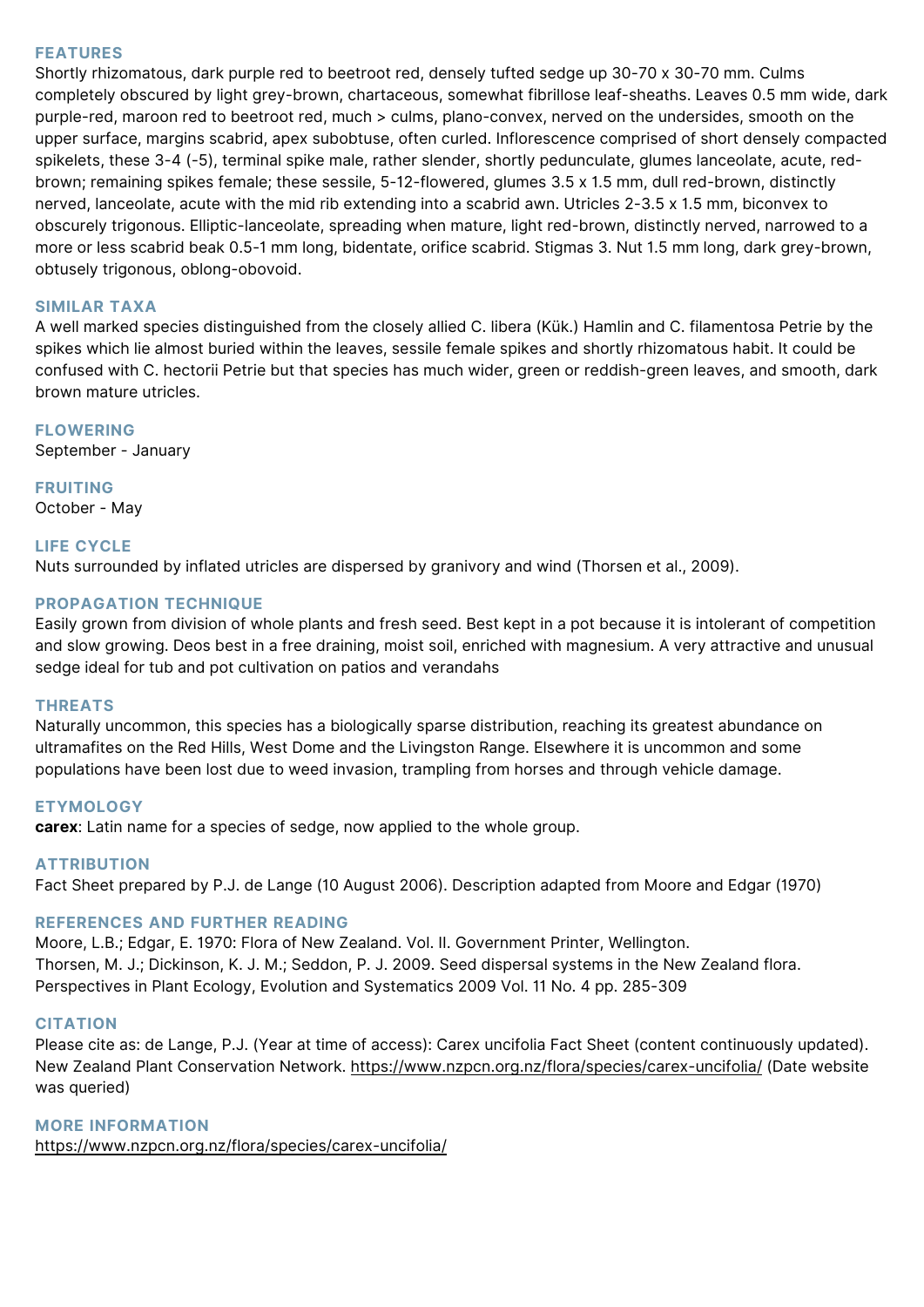## FEATURES

Shortly rhizomatous, dark purple red to beetroot red, densely tufted sedge up 30-70 x 30-70 mm. Culms completely obscured by light grey-brown, chartaceous, somewhat fibrillose leaf-sheaths. Leaves 0.5 mm wide, dark purple-red, maroon red to beetroot red, much > culms, plano-convex, nerved on the undersides, smooth on the upper surface, margins scabrid, apex subobtuse, often curled. Inflorescence comprised of short densely compacted spikelets, these 3-4 (-5), terminal spike male, rather slender, shortly pedunculate, glumes lanceolate, acute, red-brown; remaining spikes female; these sessile, 5-12-flowered, glumes 3.5 x 1.5 mm, dull red-brown, distinctly nerved, lanceolate, acute with the mid rib extending into a scabrid awn. Utricles 2-3.5 x 1.5 mm, biconvex to obscurely trigonous. Elliptic-lanceolate, spreading when mature, light red-brown, distinctly nerved, narrowed to a more or less scabrid beak 0.5-1 mm long, bidentate, orifice scabrid. Stigmas 3. Nut 1.5 mm long, dark grey-brown, obtusely trigonous, oblong-obovoid.

## SIMILAR TAXA

A well marked species distinguished from the closely allied C. libera (Kük.) Hamlin and C. filamentosa Petrie by the spikes which lie almost buried within the leaves, sessile female spikes and shortly rhizomatous habit. It could be confused with C. hectorii Petrie but that species has much wider, green or reddish-green leaves, and smooth, dark brown mature utricles.

## FLOWERING

September - January

## FRUITING

October - May

## LIFE CYCLE

Nuts surrounded by inflated utricles are dispersed by granivory and wind (Thorsen et al., 2009).

## PROPAGATION TECHNIQUE

Easily grown from division of whole plants and fresh seed. Best kept in a pot because it is intolerant of competition and slow growing. Deos best in a free draining, moist soil, enriched with magnesium. A very attractive and unusual sedge ideal for tub and pot cultivation on patios and verandahs

## THREATS

Naturally uncommon, this species has a biologically sparse distribution, reaching its greatest abundance on ultramafites on the Red Hills, West Dome and the Livingston Range. Elsewhere it is uncommon and some populations have been lost due to weed invasion, trampling from horses and through vehicle damage.

## ETYMOLOGY

**carex**: Latin name for a species of sedge, now applied to the whole group.

## ATTRIBUTION

Fact Sheet prepared by P.J. de Lange (10 August 2006). Description adapted from Moore and Edgar (1970)

## REFERENCES AND FURTHER READING

Moore, L.B.; Edgar, E. 1970: Flora of New Zealand. Vol. II. Government Printer, Wellington.
Thorsen, M. J.; Dickinson, K. J. M.; Seddon, P. J. 2009. Seed dispersal systems in the New Zealand flora. Perspectives in Plant Ecology, Evolution and Systematics 2009 Vol. 11 No. 4 pp. 285-309

## CITATION

Please cite as: de Lange, P.J. (Year at time of access): Carex uncifolia Fact Sheet (content continuously updated). New Zealand Plant Conservation Network. https://www.nzpcn.org.nz/flora/species/carex-uncifolia/ (Date website was queried)

## MORE INFORMATION

https://www.nzpcn.org.nz/flora/species/carex-uncifolia/